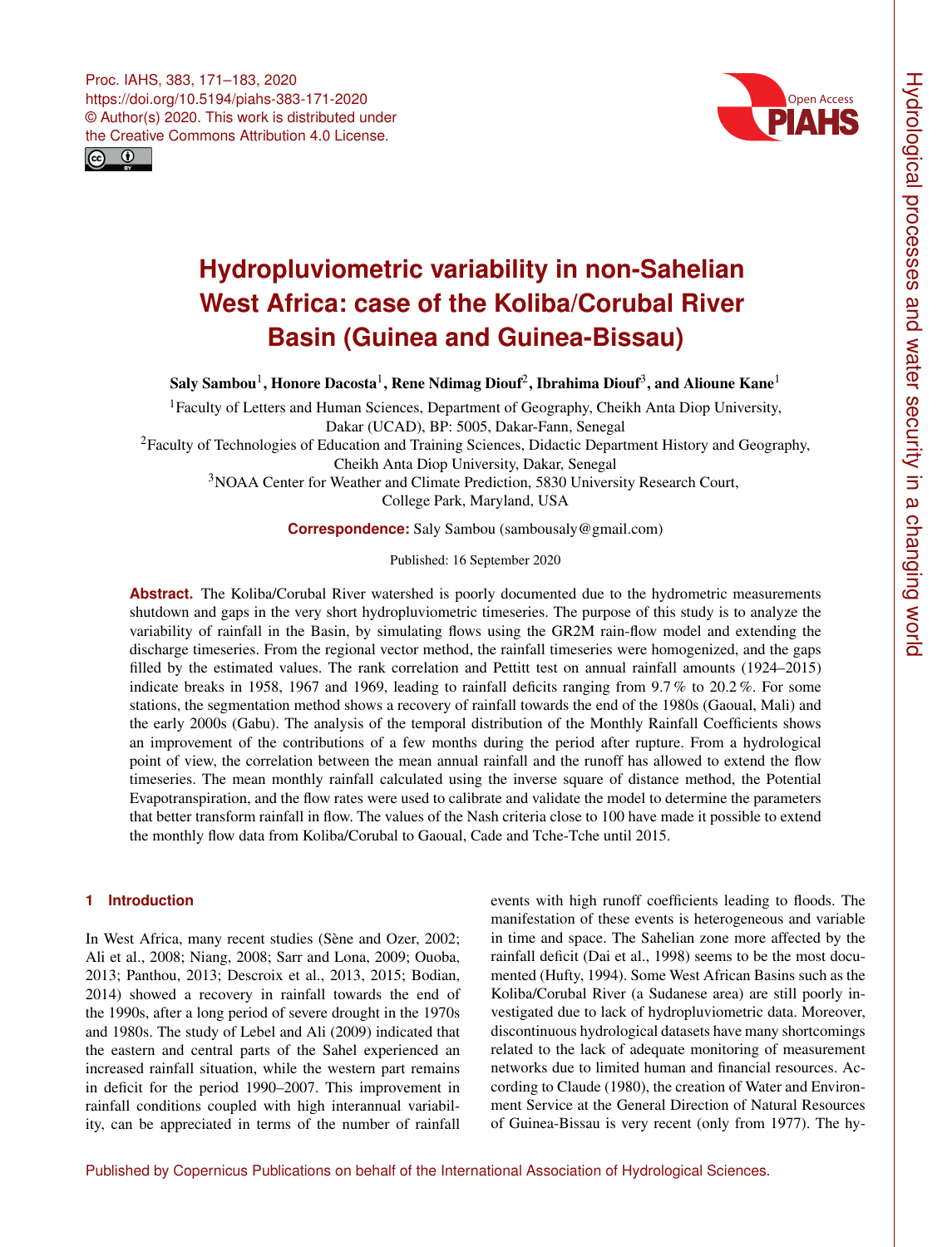# Hydropluviometric variability in non-Sahelian West Africa: case of the Koliba/Corubal River Basin (Guinea and Guinea-Bissau)

**Saly Sambou[1], Honore Dacosta[1], Rene Ndimag Diouf[2], Ibrahima Diouf[3], and Alioune Kane[1]**

[1]Faculty of Letters and Human Sciences, Department of Geography, Cheikh Anta Diop University, Dakar (UCAD), BP: 5005, Dakar-Fann, Senegal

[2]Faculty of Technologies of Education and Training Sciences, Didactic Department History and Geography, Cheikh Anta Diop University, Dakar, Senegal

[3]NOAA Center for Weather and Climate Prediction, 5830 University Research Court, College Park, Maryland, USA

**Correspondence:** Saly Sambou (sambousaly@gmail.com)

Published: 16 September 2020

**Abstract.** The Koliba/Corubal River watershed is poorly documented due to the hydrometric measurements shutdown and gaps in the very short hydropluviometric timeseries. The purpose of this study is to analyze the variability of rainfall in the Basin, by simulating flows using the GR2M rain-flow model and extending the discharge timeseries. From the regional vector method, the rainfall timeseries were homogenized, and the gaps filled by the estimated values. The rank correlation and Pettitt test on annual rainfall amounts (1924–2015) indicate breaks in 1958, 1967 and 1969, leading to rainfall deficits ranging from 9.7 % to 20.2 %. For some stations, the segmentation method shows a recovery of rainfall towards the end of the 1980s (Gaoual, Mali) and the early 2000s (Gabu). The analysis of the temporal distribution of the Monthly Rainfall Coefficients shows an improvement of the contributions of a few months during the period after rupture. From a hydrological point of view, the correlation between the mean annual rainfall and the runoff has allowed to extend the flow timeseries. The mean monthly rainfall calculated using the inverse square of distance method, the Potential Evapotranspiration, and the flow rates were used to calibrate and validate the model to determine the parameters that better transform rainfall in flow. The values of the Nash criteria close to 100 have made it possible to extend the monthly flow data from Koliba/Corubal to Gaoual, Cade and Tche-Tche until 2015.

## 1 Introduction

In West Africa, many recent studies (Sène and Ozer, 2002; Ali et al., 2008; Niang, 2008; Sarr and Lona, 2009; Ouoba, 2013; Panthou, 2013; Descroix et al., 2013, 2015; Bodian, 2014) showed a recovery in rainfall towards the end of the 1990s, after a long period of severe drought in the 1970s and 1980s. The study of Lebel and Ali (2009) indicated that the eastern and central parts of the Sahel experienced an increased rainfall situation, while the western part remains in deficit for the period 1990–2007. This improvement in rainfall conditions coupled with high interannual variability, can be appreciated in terms of the number of rainfall events with high runoff coefficients leading to floods. The manifestation of these events is heterogeneous and variable in time and space. The Sahelian zone more affected by the rainfall deficit (Dai et al., 1998) seems to be the most documented (Hufty, 1994). Some West African Basins such as the Koliba/Corubal River (a Sudanese area) are still poorly investigated due to lack of hydropluviometric data. Moreover, discontinuous hydrological datasets have many shortcomings related to the lack of adequate monitoring of measurement networks due to limited human and financial resources. According to Claude (1980), the creation of Water and Environment Service at the General Direction of Natural Resources of Guinea-Bissau is very recent (only from 1977). The hy-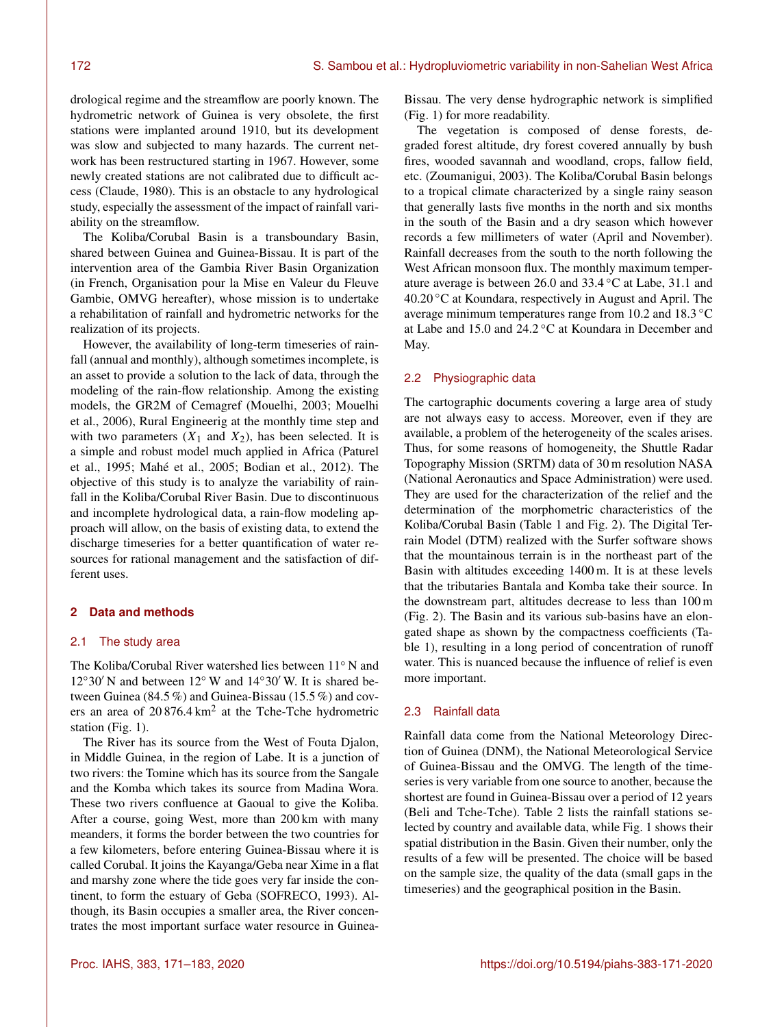drological regime and the streamflow are poorly known. The hydrometric network of Guinea is very obsolete, the first stations were implanted around 1910, but its development was slow and subjected to many hazards. The current network has been restructured starting in 1967. However, some newly created stations are not calibrated due to difficult access (Claude, 1980). This is an obstacle to any hydrological study, especially the assessment of the impact of rainfall variability on the streamflow.

The Koliba/Corubal Basin is a transboundary Basin, shared between Guinea and Guinea-Bissau. It is part of the intervention area of the Gambia River Basin Organization (in French, Organisation pour la Mise en Valeur du Fleuve Gambie, OMVG hereafter), whose mission is to undertake a rehabilitation of rainfall and hydrometric networks for the realization of its projects.

However, the availability of long-term timeseries of rainfall (annual and monthly), although sometimes incomplete, is an asset to provide a solution to the lack of data, through the modeling of the rain-flow relationship. Among the existing models, the GR2M of Cemagref (Mouelhi, 2003; Mouelhi et al., 2006), Rural Engineerig at the monthly time step and with two parameters ($X_1$ and $X_2$), has been selected. It is a simple and robust model much applied in Africa (Paturel et al., 1995; Mahé et al., 2005; Bodian et al., 2012). The objective of this study is to analyze the variability of rainfall in the Koliba/Corubal River Basin. Due to discontinuous and incomplete hydrological data, a rain-flow modeling approach will allow, on the basis of existing data, to extend the discharge timeseries for a better quantification of water resources for rational management and the satisfaction of different uses.

## 2 Data and methods

### 2.1 The study area

The Koliba/Corubal River watershed lies between 11° N and 12°30′ N and between 12° W and 14°30′ W. It is shared between Guinea (84.5 %) and Guinea-Bissau (15.5 %) and covers an area of 20 876.4 km$^2$ at the Tche-Tche hydrometric station (Fig. 1).

The River has its source from the West of Fouta Djalon, in Middle Guinea, in the region of Labe. It is a junction of two rivers: the Tomine which has its source from the Sangale and the Komba which takes its source from Madina Wora. These two rivers confluence at Gaoual to give the Koliba. After a course, going West, more than 200 km with many meanders, it forms the border between the two countries for a few kilometers, before entering Guinea-Bissau where it is called Corubal. It joins the Kayanga/Geba near Xime in a flat and marshy zone where the tide goes very far inside the continent, to form the estuary of Geba (SOFRECO, 1993). Although, its Basin occupies a smaller area, the River concentrates the most important surface water resource in Guinea-Bissau. The very dense hydrographic network is simplified (Fig. 1) for more readability.

The vegetation is composed of dense forests, degraded forest altitude, dry forest covered annually by bush fires, wooded savannah and woodland, crops, fallow field, etc. (Zoumanigui, 2003). The Koliba/Corubal Basin belongs to a tropical climate characterized by a single rainy season that generally lasts five months in the north and six months in the south of the Basin and a dry season which however records a few millimeters of water (April and November). Rainfall decreases from the south to the north following the West African monsoon flux. The monthly maximum temperature average is between 26.0 and 33.4 °C at Labe, 31.1 and 40.20 °C at Koundara, respectively in August and April. The average minimum temperatures range from 10.2 and 18.3 °C at Labe and 15.0 and 24.2 °C at Koundara in December and May.

### 2.2 Physiographic data

The cartographic documents covering a large area of study are not always easy to access. Moreover, even if they are available, a problem of the heterogeneity of the scales arises. Thus, for some reasons of homogeneity, the Shuttle Radar Topography Mission (SRTM) data of 30 m resolution NASA (National Aeronautics and Space Administration) were used. They are used for the characterization of the relief and the determination of the morphometric characteristics of the Koliba/Corubal Basin (Table 1 and Fig. 2). The Digital Terrain Model (DTM) realized with the Surfer software shows that the mountainous terrain is in the northeast part of the Basin with altitudes exceeding 1400 m. It is at these levels that the tributaries Bantala and Komba take their source. In the downstream part, altitudes decrease to less than 100 m (Fig. 2). The Basin and its various sub-basins have an elongated shape as shown by the compactness coefficients (Table 1), resulting in a long period of concentration of runoff water. This is nuanced because the influence of relief is even more important.

### 2.3 Rainfall data

Rainfall data come from the National Meteorology Direction of Guinea (DNM), the National Meteorological Service of Guinea-Bissau and the OMVG. The length of the timeseries is very variable from one source to another, because the shortest are found in Guinea-Bissau over a period of 12 years (Beli and Tche-Tche). Table 2 lists the rainfall stations selected by country and available data, while Fig. 1 shows their spatial distribution in the Basin. Given their number, only the results of a few will be presented. The choice will be based on the sample size, the quality of the data (small gaps in the timeseries) and the geographical position in the Basin.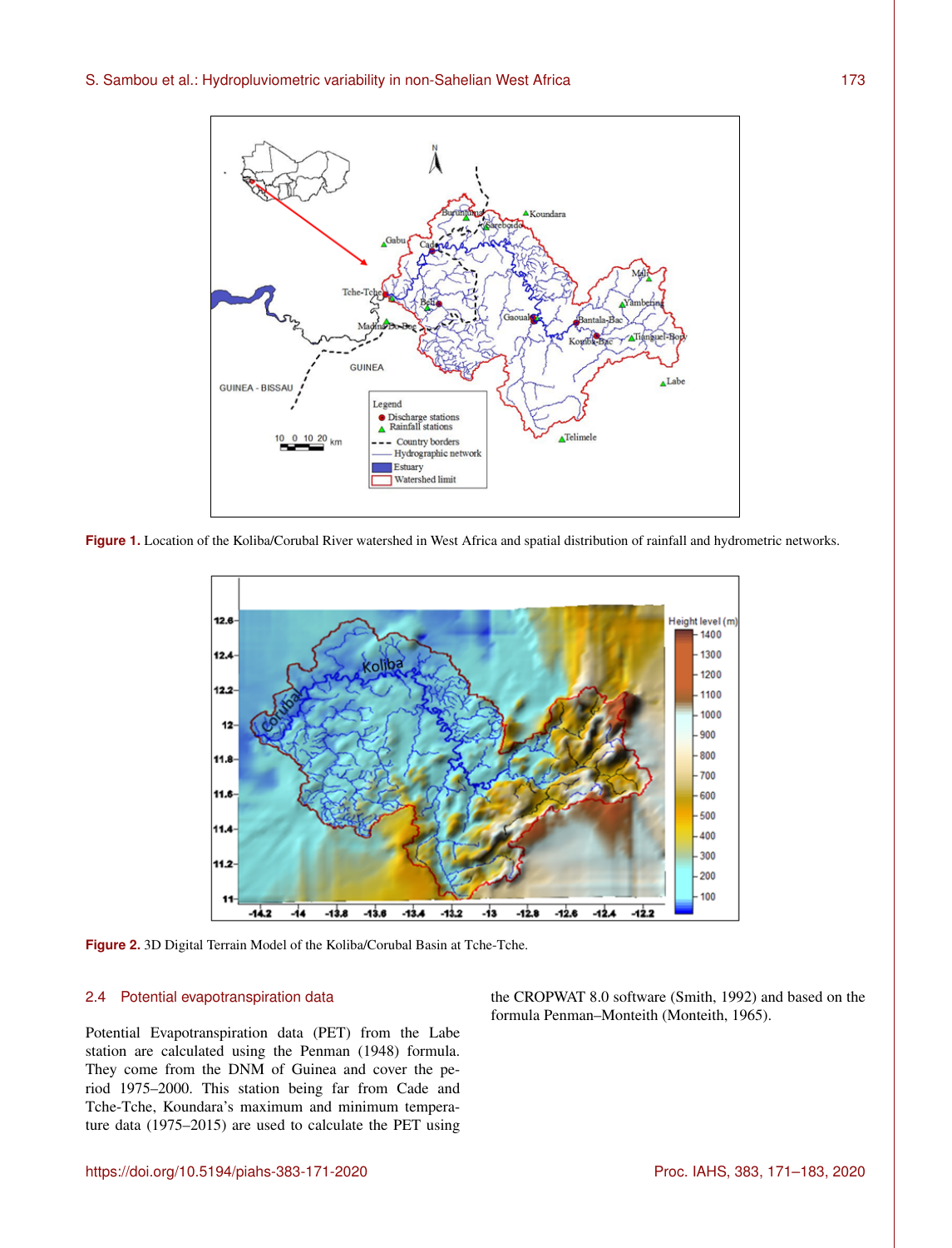Figure 1. Location of the Koliba/Corubal River watershed in West Africa and spatial distribution of rainfall and hydrometric networks.

Figure 2. 3D Digital Terrain Model of the Koliba/Corubal Basin at Tche-Tche.

### 2.4 Potential evapotranspiration data

Potential Evapotranspiration data (PET) from the Labe station are calculated using the Penman (1948) formula. They come from the DNM of Guinea and cover the period 1975–2000. This station being far from Cade and Tche-Tche, Koundara's maximum and minimum temperature data (1975–2015) are used to calculate the PET using the CROPWAT 8.0 software (Smith, 1992) and based on the formula Penman–Monteith (Monteith, 1965).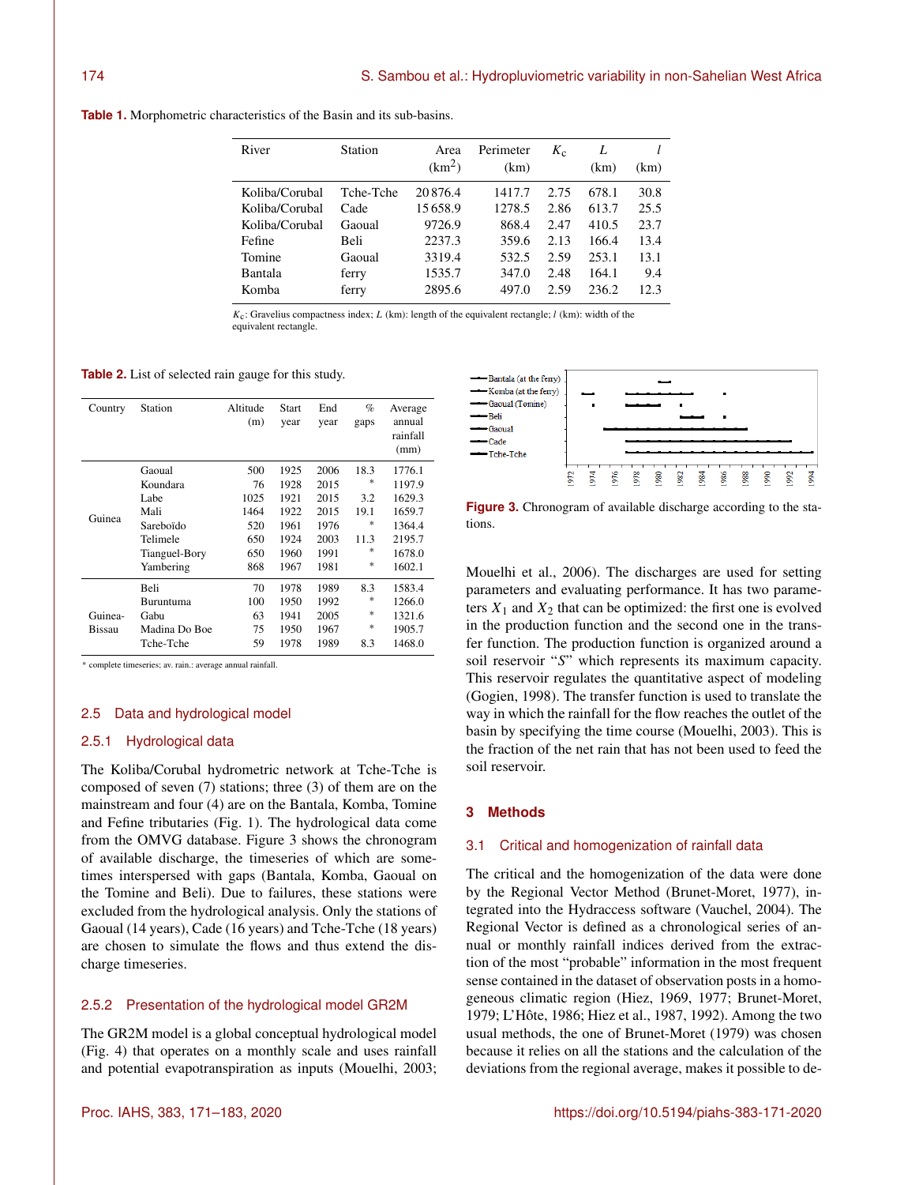**Table 1.** Morphometric characteristics of the Basin and its sub-basins.

| River | Station | Area ($km^2$) | Perimeter (km) | $K_c$ | $L$ (km) | $l$ (km) |
|---|---|---|---|---|---|---|
| Koliba/Corubal | Tche-Tche | 20 876.4 | 1417.7 | 2.75 | 678.1 | 30.8 |
| Koliba/Corubal | Cade | 15 658.9 | 1278.5 | 2.86 | 613.7 | 25.5 |
| Koliba/Corubal | Gaoual | 9726.9 | 868.4 | 2.47 | 410.5 | 23.7 |
| Fefine | Beli | 2237.3 | 359.6 | 2.13 | 166.4 | 13.4 |
| Tomine | Gaoual | 3319.4 | 532.5 | 2.59 | 253.1 | 13.1 |
| Bantala | ferry | 1535.7 | 347.0 | 2.48 | 164.1 | 9.4 |
| Komba | ferry | 2895.6 | 497.0 | 2.59 | 236.2 | 12.3 |

$K_c$: Gravelius compactness index; $L$ (km): length of the equivalent rectangle; $l$ (km): width of the equivalent rectangle.

**Table 2.** List of selected rain gauge for this study.

| Country | Station | Altitude (m) | Start year | End year | % gaps | Average annual rainfall (mm) |
|---|---|---|---|---|---|---|
| Guinea | Gaoual | 500 | 1925 | 2006 | 18.3 | 1776.1 |
| | Koundara | 76 | 1928 | 2015 | * | 1197.9 |
| | Labe | 1025 | 1921 | 2015 | 3.2 | 1629.3 |
| | Mali | 1464 | 1922 | 2015 | 19.1 | 1659.7 |
| | Sareboïdo | 520 | 1961 | 1976 | * | 1364.4 |
| | Telimele | 650 | 1924 | 2003 | 11.3 | 2195.7 |
| | Tianguel-Bory | 650 | 1960 | 1991 | * | 1678.0 |
| | Yambering | 868 | 1967 | 1981 | * | 1602.1 |
| Guinea-Bissau | Beli | 70 | 1978 | 1989 | 8.3 | 1583.4 |
| | Buruntuma | 100 | 1950 | 1992 | * | 1266.0 |
| | Gabu | 63 | 1941 | 2005 | * | 1321.6 |
| | Madina Do Boe | 75 | 1950 | 1967 | * | 1905.7 |
| | Tche-Tche | 59 | 1978 | 1989 | 8.3 | 1468.0 |

* complete timeseries; av. rain.: average annual rainfall.

## 2.5 Data and hydrological model

### 2.5.1 Hydrological data

The Koliba/Corubal hydrometric network at Tche-Tche is composed of seven (7) stations; three (3) of them are on the mainstream and four (4) are on the Bantala, Komba, Tomine and Fefine tributaries (Fig. 1). The hydrological data come from the OMVG database. Figure 3 shows the chronogram of available discharge, the timeseries of which are sometimes interspersed with gaps (Bantala, Komba, Gaoual on the Tomine and Beli). Due to failures, these stations were excluded from the hydrological analysis. Only the stations of Gaoual (14 years), Cade (16 years) and Tche-Tche (18 years) are chosen to simulate the flows and thus extend the discharge timeseries.

### 2.5.2 Presentation of the hydrological model GR2M

The GR2M model is a global conceptual hydrological model (Fig. 4) that operates on a monthly scale and uses rainfall and potential evapotranspiration as inputs (Mouelhi, 2003; Mouelhi et al., 2006). The discharges are used for setting parameters and evaluating performance. It has two parameters $X_1$ and $X_2$ that can be optimized: the first one is evolved in the production function and the second one in the transfer function. The production function is organized around a soil reservoir "$S$" which represents its maximum capacity. This reservoir regulates the quantitative aspect of modeling (Gogien, 1998). The transfer function is used to translate the way in which the rainfall for the flow reaches the outlet of the basin by specifying the time course (Mouelhi, 2003). This is the fraction of the net rain that has not been used to feed the soil reservoir.

**Figure 3.** Chronogram of available discharge according to the stations.

# 3 Methods

## 3.1 Critical and homogenization of rainfall data

The critical and the homogenization of the data were done by the Regional Vector Method (Brunet-Moret, 1977), integrated into the Hydraccess software (Vauchel, 2004). The Regional Vector is defined as a chronological series of annual or monthly rainfall indices derived from the extraction of the most "probable" information in the most frequent sense contained in the dataset of observation posts in a homogeneous climatic region (Hiez, 1969, 1977; Brunet-Moret, 1979; L'Hôte, 1986; Hiez et al., 1987, 1992). Among the two usual methods, the one of Brunet-Moret (1979) was chosen because it relies on all the stations and the calculation of the deviations from the regional average, makes it possible to de-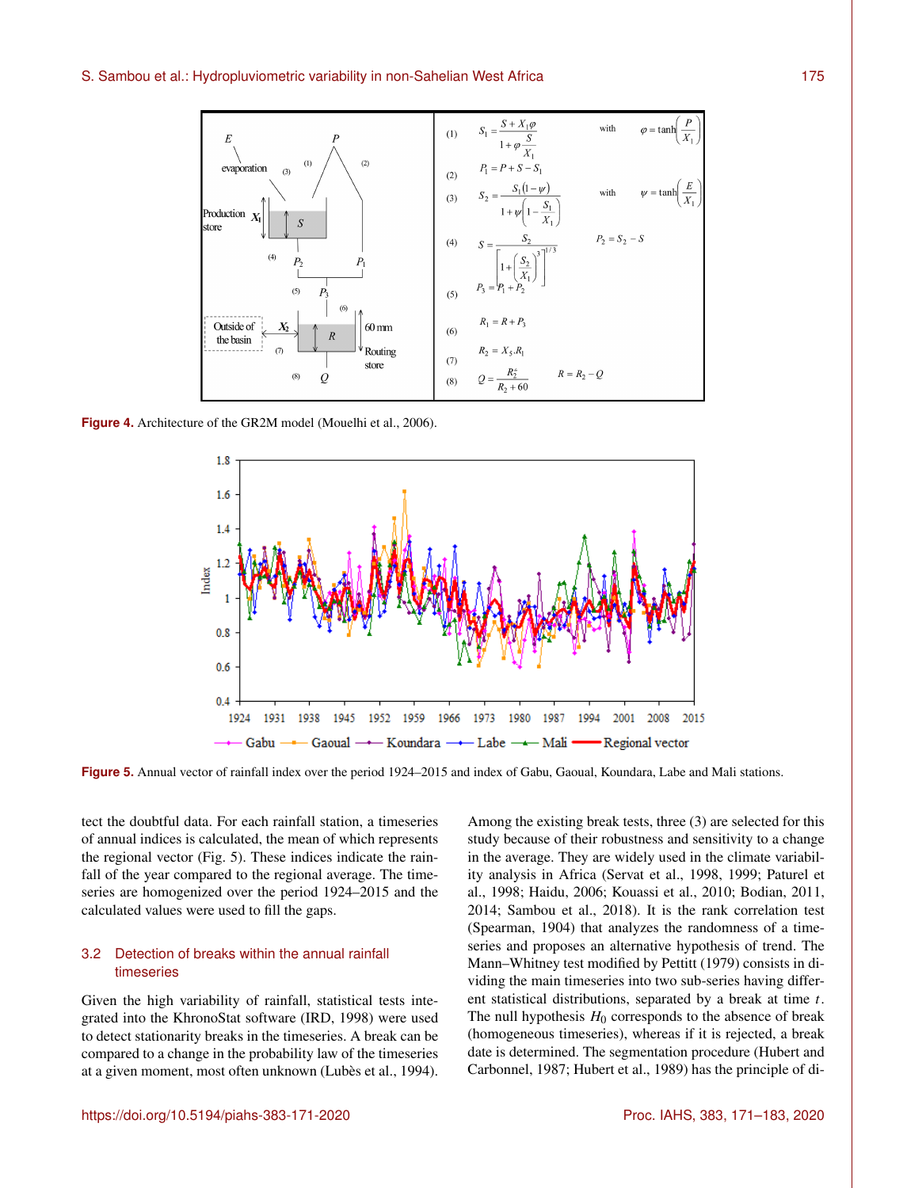Figure 4. Architecture of the GR2M model (Mouelhi et al., 2006).

Figure 5. Annual vector of rainfall index over the period 1924–2015 and index of Gabu, Gaoual, Koundara, Labe and Mali stations.

tect the doubtful data. For each rainfall station, a timeseries of annual indices is calculated, the mean of which represents the regional vector (Fig. 5). These indices indicate the rainfall of the year compared to the regional average. The timeseries are homogenized over the period 1924–2015 and the calculated values were used to fill the gaps.

### 3.2 Detection of breaks within the annual rainfall timeseries

Given the high variability of rainfall, statistical tests integrated into the KhronoStat software (IRD, 1998) were used to detect stationarity breaks in the timeseries. A break can be compared to a change in the probability law of the timeseries at a given moment, most often unknown (Lubès et al., 1994). Among the existing break tests, three (3) are selected for this study because of their robustness and sensitivity to a change in the average. They are widely used in the climate variability analysis in Africa (Servat et al., 1998, 1999; Paturel et al., 1998; Haidu, 2006; Kouassi et al., 2010; Bodian, 2011, 2014; Sambou et al., 2018). It is the rank correlation test (Spearman, 1904) that analyzes the randomness of a timeseries and proposes an alternative hypothesis of trend. The Mann–Whitney test modified by Pettitt (1979) consists in dividing the main timeseries into two sub-series having different statistical distributions, separated by a break at time $t$. The null hypothesis $H_0$ corresponds to the absence of break (homogeneous timeseries), whereas if it is rejected, a break date is determined. The segmentation procedure (Hubert and Carbonnel, 1987; Hubert et al., 1989) has the principle of di-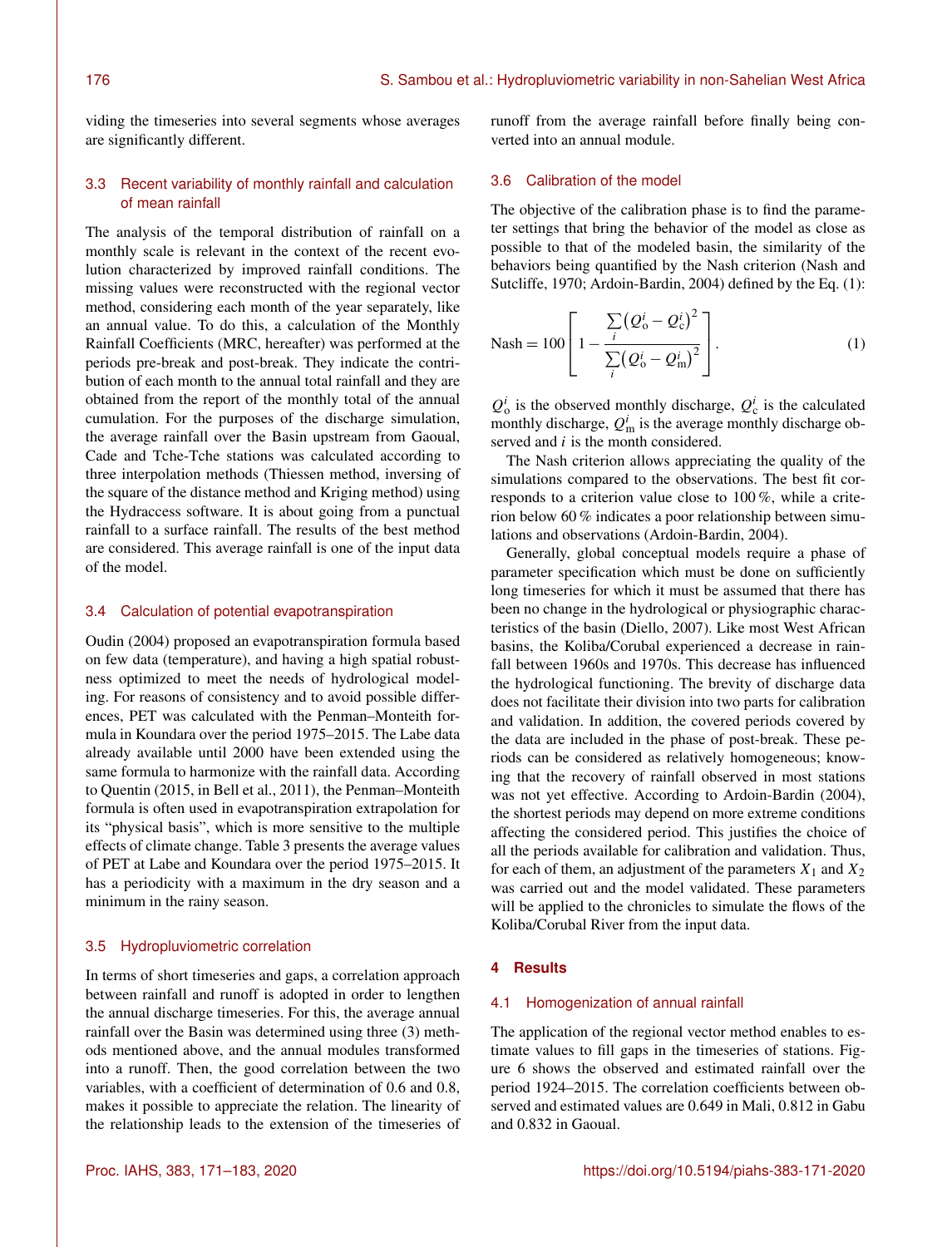viding the timeseries into several segments whose averages are significantly different.

### 3.3 Recent variability of monthly rainfall and calculation of mean rainfall

The analysis of the temporal distribution of rainfall on a monthly scale is relevant in the context of the recent evolution characterized by improved rainfall conditions. The missing values were reconstructed with the regional vector method, considering each month of the year separately, like an annual value. To do this, a calculation of the Monthly Rainfall Coefficients (MRC, hereafter) was performed at the periods pre-break and post-break. They indicate the contribution of each month to the annual total rainfall and they are obtained from the report of the monthly total of the annual cumulation. For the purposes of the discharge simulation, the average rainfall over the Basin upstream from Gaoual, Cade and Tche-Tche stations was calculated according to three interpolation methods (Thiessen method, inversing of the square of the distance method and Kriging method) using the Hydraccess software. It is about going from a punctual rainfall to a surface rainfall. The results of the best method are considered. This average rainfall is one of the input data of the model.

### 3.4 Calculation of potential evapotranspiration

Oudin (2004) proposed an evapotranspiration formula based on few data (temperature), and having a high spatial robustness optimized to meet the needs of hydrological modeling. For reasons of consistency and to avoid possible differences, PET was calculated with the Penman–Monteith formula in Koundara over the period 1975–2015. The Labe data already available until 2000 have been extended using the same formula to harmonize with the rainfall data. According to Quentin (2015, in Bell et al., 2011), the Penman–Monteith formula is often used in evapotranspiration extrapolation for its "physical basis", which is more sensitive to the multiple effects of climate change. Table 3 presents the average values of PET at Labe and Koundara over the period 1975–2015. It has a periodicity with a maximum in the dry season and a minimum in the rainy season.

### 3.5 Hydropluviometric correlation

In terms of short timeseries and gaps, a correlation approach between rainfall and runoff is adopted in order to lengthen the annual discharge timeseries. For this, the average annual rainfall over the Basin was determined using three (3) methods mentioned above, and the annual modules transformed into a runoff. Then, the good correlation between the two variables, with a coefficient of determination of 0.6 and 0.8, makes it possible to appreciate the relation. The linearity of the relationship leads to the extension of the timeseries of runoff from the average rainfall before finally being converted into an annual module.

### 3.6 Calibration of the model

The objective of the calibration phase is to find the parameter settings that bring the behavior of the model as close as possible to that of the modeled basin, the similarity of the behaviors being quantified by the Nash criterion (Nash and Sutcliffe, 1970; Ardoin-Bardin, 2004) defined by the Eq. (1):

$$\text{Nash} = 100\left[1 - \frac{\sum_i \left(Q_o^i - Q_c^i\right)^2}{\sum_i \left(Q_o^i - Q_m^i\right)^2}\right]. \tag{1}$$

$Q_o^i$ is the observed monthly discharge, $Q_c^i$ is the calculated monthly discharge, $Q_m^i$ is the average monthly discharge observed and $i$ is the month considered.

The Nash criterion allows appreciating the quality of the simulations compared to the observations. The best fit corresponds to a criterion value close to 100 %, while a criterion below 60 % indicates a poor relationship between simulations and observations (Ardoin-Bardin, 2004).

Generally, global conceptual models require a phase of parameter specification which must be done on sufficiently long timeseries for which it must be assumed that there has been no change in the hydrological or physiographic characteristics of the basin (Diello, 2007). Like most West African basins, the Koliba/Corubal experienced a decrease in rainfall between 1960s and 1970s. This decrease has influenced the hydrological functioning. The brevity of discharge data does not facilitate their division into two parts for calibration and validation. In addition, the covered periods covered by the data are included in the phase of post-break. These periods can be considered as relatively homogeneous; knowing that the recovery of rainfall observed in most stations was not yet effective. According to Ardoin-Bardin (2004), the shortest periods may depend on more extreme conditions affecting the considered period. This justifies the choice of all the periods available for calibration and validation. Thus, for each of them, an adjustment of the parameters $X_1$ and $X_2$ was carried out and the model validated. These parameters will be applied to the chronicles to simulate the flows of the Koliba/Corubal River from the input data.

## 4 Results

### 4.1 Homogenization of annual rainfall

The application of the regional vector method enables to estimate values to fill gaps in the timeseries of stations. Figure 6 shows the observed and estimated rainfall over the period 1924–2015. The correlation coefficients between observed and estimated values are 0.649 in Mali, 0.812 in Gabu and 0.832 in Gaoual.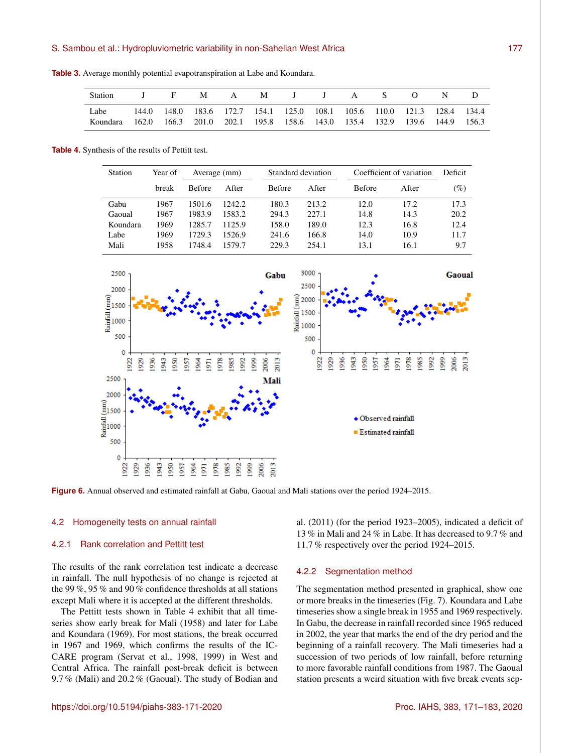**Table 3.** Average monthly potential evapotranspiration at Labe and Koundara.

| Station | J | F | M | A | M | J | J | A | S | O | N | D |
|---|---|---|---|---|---|---|---|---|---|---|---|---|
| Labe | 144.0 | 148.0 | 183.6 | 172.7 | 154.1 | 125.0 | 108.1 | 105.6 | 110.0 | 121.3 | 128.4 | 134.4 |
| Koundara | 162.0 | 166.3 | 201.0 | 202.1 | 195.8 | 158.6 | 143.0 | 135.4 | 132.9 | 139.6 | 144.9 | 156.3 |

**Table 4.** Synthesis of the results of Pettitt test.

| Station | Year of break | Average (mm) | | Standard deviation | | Coefficient of variation | | Deficit (%) |
|---|---|---|---|---|---|---|---|---|
| | | Before | After | Before | After | Before | After | |
| Gabu | 1967 | 1501.6 | 1242.2 | 180.3 | 213.2 | 12.0 | 17.2 | 17.3 |
| Gaoual | 1967 | 1983.9 | 1583.2 | 294.3 | 227.1 | 14.8 | 14.3 | 20.2 |
| Koundara | 1969 | 1285.7 | 1125.9 | 158.0 | 189.0 | 12.3 | 16.8 | 12.4 |
| Labe | 1969 | 1729.3 | 1526.9 | 241.6 | 166.8 | 14.0 | 10.9 | 11.7 |
| Mali | 1958 | 1748.4 | 1579.7 | 229.3 | 254.1 | 13.1 | 16.1 | 9.7 |

**Figure 6.** Annual observed and estimated rainfall at Gabu, Gaoual and Mali stations over the period 1924–2015.

## 4.2 Homogeneity tests on annual rainfall

### 4.2.1 Rank correlation and Pettitt test

The results of the rank correlation test indicate a decrease in rainfall. The null hypothesis of no change is rejected at the 99 %, 95 % and 90 % confidence thresholds at all stations except Mali where it is accepted at the different thresholds.

The Pettitt tests shown in Table 4 exhibit that all timeseries show early break for Mali (1958) and later for Labe and Koundara (1969). For most stations, the break occurred in 1967 and 1969, which confirms the results of the ICCARE program (Servat et al., 1998, 1999) in West and Central Africa. The rainfall post-break deficit is between 9.7 % (Mali) and 20.2 % (Gaoual). The study of Bodian and al. (2011) (for the period 1923–2005), indicated a deficit of 13 % in Mali and 24 % in Labe. It has decreased to 9.7 % and 11.7 % respectively over the period 1924–2015.

### 4.2.2 Segmentation method

The segmentation method presented in graphical, show one or more breaks in the timeseries (Fig. 7). Koundara and Labe timeseries show a single break in 1955 and 1969 respectively. In Gabu, the decrease in rainfall recorded since 1965 reduced in 2002, the year that marks the end of the dry period and the beginning of a rainfall recovery. The Mali timeseries had a succession of two periods of low rainfall, before returning to more favorable rainfall conditions from 1987. The Gaoual station presents a weird situation with five break events sep-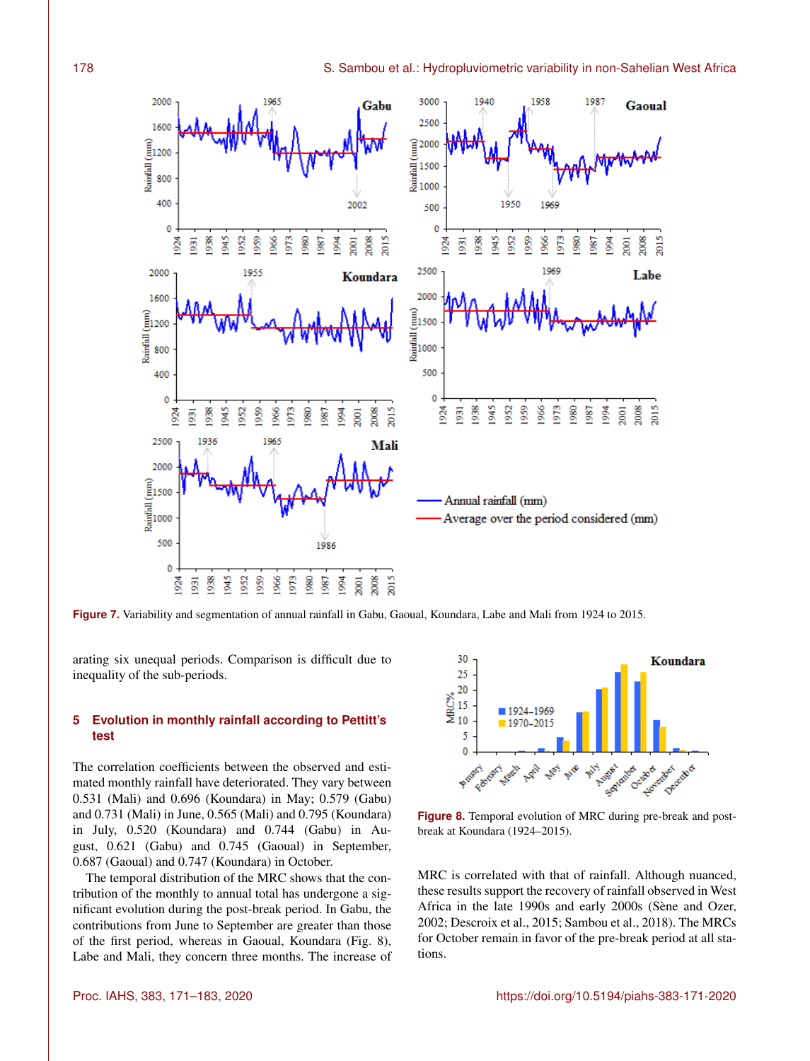Figure 7. Variability and segmentation of annual rainfall in Gabu, Gaoual, Koundara, Labe and Mali from 1924 to 2015.

arating six unequal periods. Comparison is difficult due to inequality of the sub-periods.

## 5 Evolution in monthly rainfall according to Pettitt's test

The correlation coefficients between the observed and estimated monthly rainfall have deteriorated. They vary between 0.531 (Mali) and 0.696 (Koundara) in May; 0.579 (Gabu) and 0.731 (Mali) in June, 0.565 (Mali) and 0.795 (Koundara) in July, 0.520 (Koundara) and 0.744 (Gabu) in August, 0.621 (Gabu) and 0.745 (Gaoual) in September, 0.687 (Gaoual) and 0.747 (Koundara) in October.

The temporal distribution of the MRC shows that the contribution of the monthly to annual total has undergone a significant evolution during the post-break period. In Gabu, the contributions from June to September are greater than those of the first period, whereas in Gaoual, Koundara (Fig. 8), Labe and Mali, they concern three months. The increase of MRC is correlated with that of rainfall. Although nuanced, these results support the recovery of rainfall observed in West Africa in the late 1990s and early 2000s (Sène and Ozer, 2002; Descroix et al., 2015; Sambou et al., 2018). The MRCs for October remain in favor of the pre-break period at all stations.

Figure 8. Temporal evolution of MRC during pre-break and post-break at Koundara (1924–2015).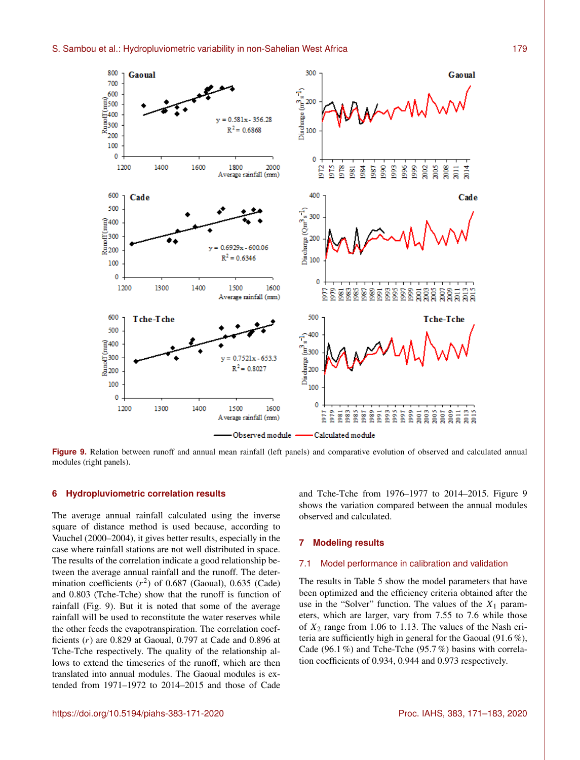Figure 9. Relation between runoff and annual mean rainfall (left panels) and comparative evolution of observed and calculated annual modules (right panels).

## 6 Hydropluviometric correlation results

The average annual rainfall calculated using the inverse square of distance method is used because, according to Vauchel (2000–2004), it gives better results, especially in the case where rainfall stations are not well distributed in space. The results of the correlation indicate a good relationship between the average annual rainfall and the runoff. The determination coefficients ($r^2$) of 0.687 (Gaoual), 0.635 (Cade) and 0.803 (Tche-Tche) show that the runoff is function of rainfall (Fig. 9). But it is noted that some of the average rainfall will be used to reconstitute the water reserves while the other feeds the evapotranspiration. The correlation coefficients ($r$) are 0.829 at Gaoual, 0.797 at Cade and 0.896 at Tche-Tche respectively. The quality of the relationship allows to extend the timeseries of the runoff, which are then translated into annual modules. The Gaoual modules is extended from 1971–1972 to 2014–2015 and those of Cade and Tche-Tche from 1976–1977 to 2014–2015. Figure 9 shows the variation compared between the annual modules observed and calculated.

## 7 Modeling results

### 7.1 Model performance in calibration and validation

The results in Table 5 show the model parameters that have been optimized and the efficiency criteria obtained after the use in the "Solver" function. The values of the $X_1$ parameters, which are larger, vary from 7.55 to 7.6 while those of $X_2$ range from 1.06 to 1.13. The values of the Nash criteria are sufficiently high in general for the Gaoual (91.6 %), Cade (96.1 %) and Tche-Tche (95.7 %) basins with correlation coefficients of 0.934, 0.944 and 0.973 respectively.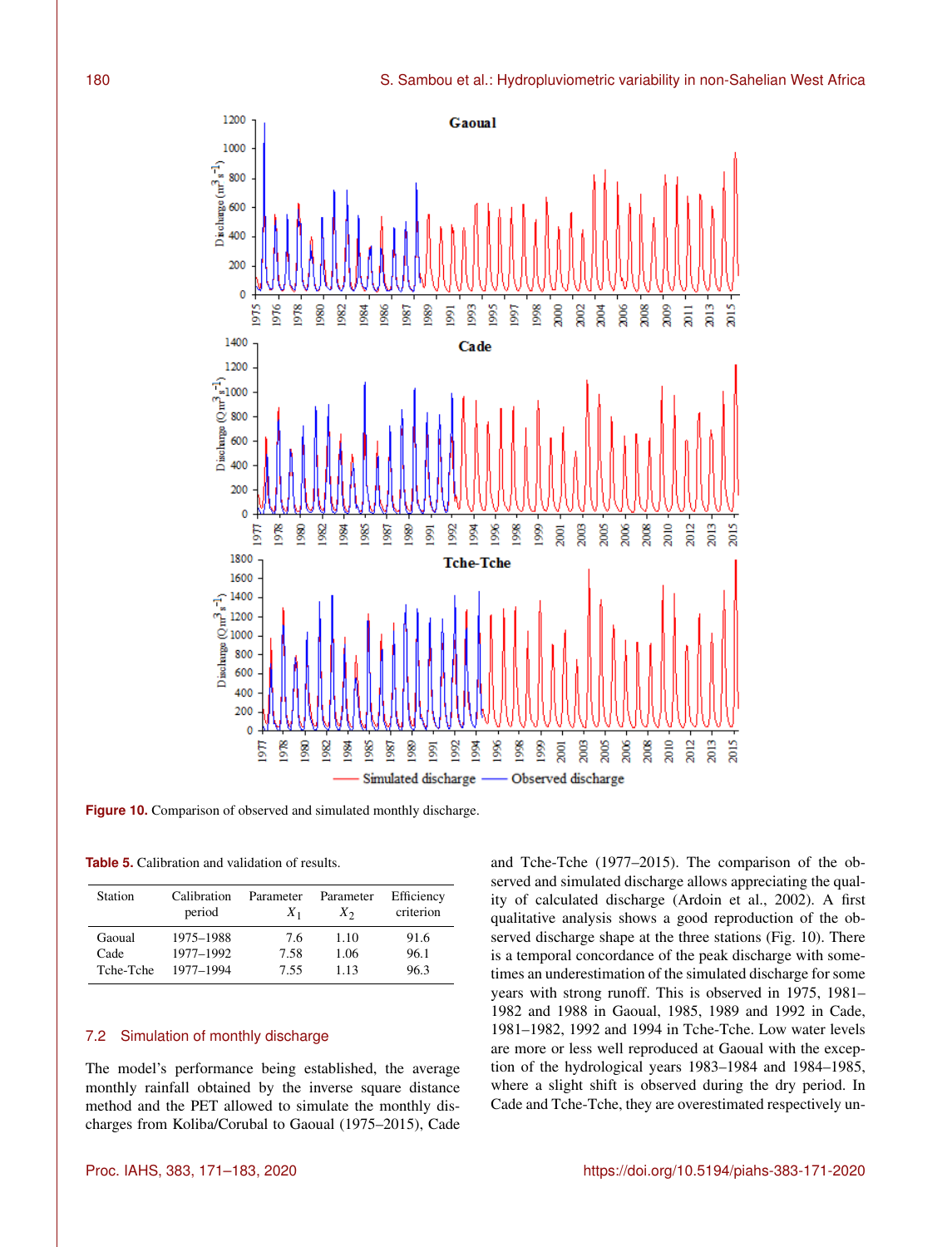Figure 10. Comparison of observed and simulated monthly discharge.

Table 5. Calibration and validation of results.

| Station | Calibration period | Parameter $X_1$ | Parameter $X_2$ | Efficiency criterion |
|---|---|---|---|---|
| Gaoual | 1975–1988 | 7.6 | 1.10 | 91.6 |
| Cade | 1977–1992 | 7.58 | 1.06 | 96.1 |
| Tche-Tche | 1977–1994 | 7.55 | 1.13 | 96.3 |

## 7.2 Simulation of monthly discharge

The model's performance being established, the average monthly rainfall obtained by the inverse square distance method and the PET allowed to simulate the monthly discharges from Koliba/Corubal to Gaoual (1975–2015), Cade and Tche-Tche (1977–2015). The comparison of the observed and simulated discharge allows appreciating the quality of calculated discharge (Ardoin et al., 2002). A first qualitative analysis shows a good reproduction of the observed discharge shape at the three stations (Fig. 10). There is a temporal concordance of the peak discharge with sometimes an underestimation of the simulated discharge for some years with strong runoff. This is observed in 1975, 1981–1982 and 1988 in Gaoual, 1985, 1989 and 1992 in Cade, 1981–1982, 1992 and 1994 in Tche-Tche. Low water levels are more or less well reproduced at Gaoual with the exception of the hydrological years 1983–1984 and 1984–1985, where a slight shift is observed during the dry period. In Cade and Tche-Tche, they are overestimated respectively un-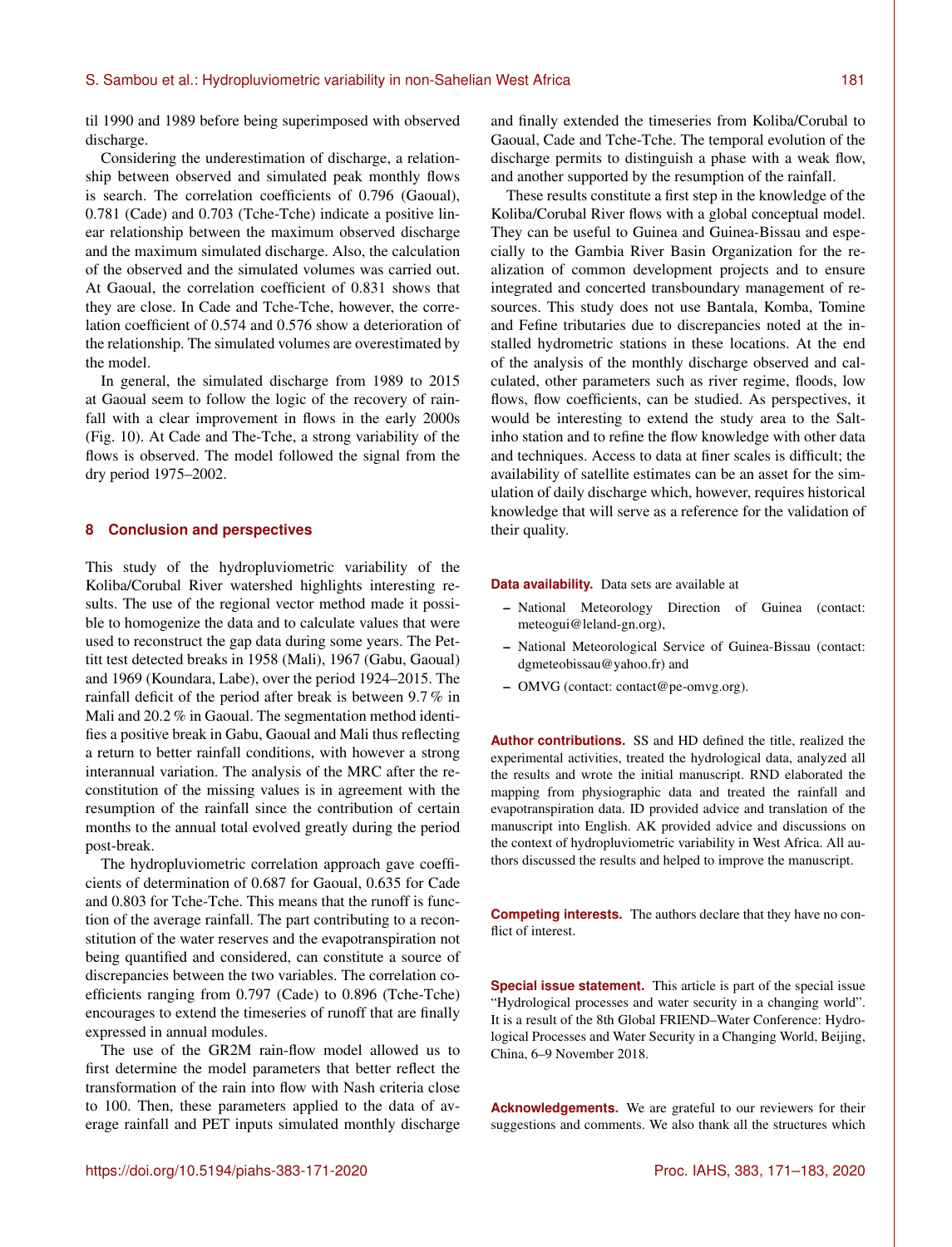til 1990 and 1989 before being superimposed with observed discharge.

Considering the underestimation of discharge, a relationship between observed and simulated peak monthly flows is search. The correlation coefficients of 0.796 (Gaoual), 0.781 (Cade) and 0.703 (Tche-Tche) indicate a positive linear relationship between the maximum observed discharge and the maximum simulated discharge. Also, the calculation of the observed and the simulated volumes was carried out. At Gaoual, the correlation coefficient of 0.831 shows that they are close. In Cade and Tche-Tche, however, the correlation coefficient of 0.574 and 0.576 show a deterioration of the relationship. The simulated volumes are overestimated by the model.

In general, the simulated discharge from 1989 to 2015 at Gaoual seem to follow the logic of the recovery of rainfall with a clear improvement in flows in the early 2000s (Fig. 10). At Cade and The-Tche, a strong variability of the flows is observed. The model followed the signal from the dry period 1975–2002.

## 8 Conclusion and perspectives

This study of the hydropluviometric variability of the Koliba/Corubal River watershed highlights interesting results. The use of the regional vector method made it possible to homogenize the data and to calculate values that were used to reconstruct the gap data during some years. The Pettitt test detected breaks in 1958 (Mali), 1967 (Gabu, Gaoual) and 1969 (Koundara, Labe), over the period 1924–2015. The rainfall deficit of the period after break is between 9.7 % in Mali and 20.2 % in Gaoual. The segmentation method identifies a positive break in Gabu, Gaoual and Mali thus reflecting a return to better rainfall conditions, with however a strong interannual variation. The analysis of the MRC after the reconstitution of the missing values is in agreement with the resumption of the rainfall since the contribution of certain months to the annual total evolved greatly during the period post-break.

The hydropluviometric correlation approach gave coefficients of determination of 0.687 for Gaoual, 0.635 for Cade and 0.803 for Tche-Tche. This means that the runoff is function of the average rainfall. The part contributing to a reconstitution of the water reserves and the evapotranspiration not being quantified and considered, can constitute a source of discrepancies between the two variables. The correlation coefficients ranging from 0.797 (Cade) to 0.896 (Tche-Tche) encourages to extend the timeseries of runoff that are finally expressed in annual modules.

The use of the GR2M rain-flow model allowed us to first determine the model parameters that better reflect the transformation of the rain into flow with Nash criteria close to 100. Then, these parameters applied to the data of average rainfall and PET inputs simulated monthly discharge and finally extended the timeseries from Koliba/Corubal to Gaoual, Cade and Tche-Tche. The temporal evolution of the discharge permits to distinguish a phase with a weak flow, and another supported by the resumption of the rainfall.

These results constitute a first step in the knowledge of the Koliba/Corubal River flows with a global conceptual model. They can be useful to Guinea and Guinea-Bissau and especially to the Gambia River Basin Organization for the realization of common development projects and to ensure integrated and concerted transboundary management of resources. This study does not use Bantala, Komba, Tomine and Fefine tributaries due to discrepancies noted at the installed hydrometric stations in these locations. At the end of the analysis of the monthly discharge observed and calculated, other parameters such as river regime, floods, low flows, flow coefficients, can be studied. As perspectives, it would be interesting to extend the study area to the Saltinho station and to refine the flow knowledge with other data and techniques. Access to data at finer scales is difficult; the availability of satellite estimates can be an asset for the simulation of daily discharge which, however, requires historical knowledge that will serve as a reference for the validation of their quality.

**Data availability.** Data sets are available at

- National Meteorology Direction of Guinea (contact: meteogui@leland-gn.org),
- National Meteorological Service of Guinea-Bissau (contact: dgmeteobissau@yahoo.fr) and
- OMVG (contact: contact@pe-omvg.org).

**Author contributions.** SS and HD defined the title, realized the experimental activities, treated the hydrological data, analyzed all the results and wrote the initial manuscript. RND elaborated the mapping from physiographic data and treated the rainfall and evapotranspiration data. ID provided advice and translation of the manuscript into English. AK provided advice and discussions on the context of hydropluviometric variability in West Africa. All authors discussed the results and helped to improve the manuscript.

**Competing interests.** The authors declare that they have no conflict of interest.

**Special issue statement.** This article is part of the special issue "Hydrological processes and water security in a changing world". It is a result of the 8th Global FRIEND–Water Conference: Hydrological Processes and Water Security in a Changing World, Beijing, China, 6–9 November 2018.

**Acknowledgements.** We are grateful to our reviewers for their suggestions and comments. We also thank all the structures which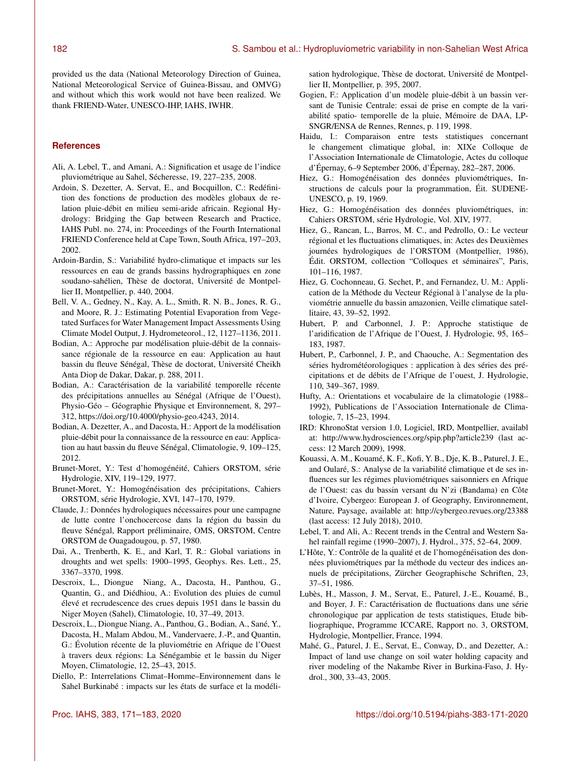provided us the data (National Meteorology Direction of Guinea, National Meteorological Service of Guinea-Bissau, and OMVG) and without which this work would not have been realized. We thank FRIEND-Water, UNESCO-IHP, IAHS, IWHR.

## References

Ali, A. Lebel, T., and Amani, A.: Signification et usage de l'indice pluviométrique au Sahel, Sécheresse, 19, 227–235, 2008.

Ardoin, S. Dezetter, A. Servat, E., and Bocquillon, C.: Redéfinition des fonctions de production des modèles globaux de relation pluie-débit en milieu semi-aride africain. Regional Hydrology: Bridging the Gap between Research and Practice, IAHS Publ. no. 274, in: Proceedings of the Fourth International FRIEND Conference held at Cape Town, South Africa, 197–203, 2002.

Ardoin-Bardin, S.: Variabilité hydro-climatique et impacts sur les ressources en eau de grands bassins hydrographiques en zone soudano-sahélien, Thèse de doctorat, Université de Montpellier II, Montpellier, p. 440, 2004.

Bell, V. A., Gedney, N., Kay, A. L., Smith, R. N. B., Jones, R. G., and Moore, R. J.: Estimating Potential Evaporation from Vegetated Surfaces for Water Management Impact Assessments Using Climate Model Output, J. Hydrometeorol., 12, 1127–1136, 2011.

Bodian, A.: Approche par modélisation pluie-débit de la connaissance régionale de la ressource en eau: Application au haut bassin du fleuve Sénégal, Thèse de doctorat, Université Cheikh Anta Diop de Dakar, Dakar, p. 288, 2011.

Bodian, A.: Caractérisation de la variabilité temporelle récente des précipitations annuelles au Sénégal (Afrique de l'Ouest), Physio-Géo – Géographie Physique et Environnement, 8, 297–312, https://doi.org/10.4000/physio-geo.4243, 2014.

Bodian, A. Dezetter, A., and Dacosta, H.: Apport de la modélisation pluie-débit pour la connaissance de la ressource en eau: Application au haut bassin du fleuve Sénégal, Climatologie, 9, 109–125, 2012.

Brunet-Moret, Y.: Test d'homogénéité, Cahiers ORSTOM, série Hydrologie, XIV, 119–129, 1977.

Brunet-Moret, Y.: Homogénéisation des précipitations, Cahiers ORSTOM, série Hydrologie, XVI, 147–170, 1979.

Claude, J.: Données hydrologiques nécessaires pour une campagne de lutte contre l'onchocercose dans la région du bassin du fleuve Sénégal, Rapport préliminaire, OMS, ORSTOM, Centre ORSTOM de Ouagadougou, p. 57, 1980.

Dai, A., Trenberth, K. E., and Karl, T. R.: Global variations in droughts and wet spells: 1900–1995, Geophys. Res. Lett., 25, 3367–3370, 1998.

Descroix, L., Diongue Niang, A., Dacosta, H., Panthou, G., Quantin, G., and Diédhiou, A.: Evolution des pluies de cumul élevé et recrudescence des crues depuis 1951 dans le bassin du Niger Moyen (Sahel), Climatologie, 10, 37–49, 2013.

Descroix, L., Diongue Niang, A., Panthou, G., Bodian, A., Sané, Y., Dacosta, H., Malam Abdou, M., Vandervaere, J.-P., and Quantin, G.: Évolution récente de la pluviométrie en Afrique de l'Ouest à travers deux régions: La Sénégambie et le bassin du Niger Moyen, Climatologie, 12, 25–43, 2015.

Diello, P.: Interrelations Climat–Homme–Environnement dans le Sahel Burkinabé : impacts sur les états de surface et la modélisation hydrologique, Thèse de doctorat, Université de Montpellier II, Montpellier, p. 395, 2007.

Gogien, F.: Application d'un modèle pluie-débit à un bassin versant de Tunisie Centrale: essai de prise en compte de la variabilité spatio- temporelle de la pluie, Mémoire de DAA, LP-SNGR/ENSA de Rennes, Rennes, p. 119, 1998.

Haidu, I.: Comparaison entre tests statistiques concernant le changement climatique global, in: XIXe Colloque de l'Association Internationale de Climatologie, Actes du colloque d'Épernay, 6–9 September 2006, d'Épernay, 282–287, 2006.

Hiez, G.: Homogénéisation des données pluviométriques, Instructions de calculs pour la programmation, Éit. SUDENE-UNESCO, p. 19, 1969.

Hiez, G.: Homogénéisation des données pluviométriques, in: Cahiers ORSTOM, série Hydrologie, Vol. XIV, 1977.

Hiez, G., Rancan, L., Barros, M. C., and Pedrollo, O.: Le vecteur régional et les fluctuations climatiques, in: Actes des Deuxièmes journées hydrologiques de l'ORSTOM (Montpellier, 1986), Édit. ORSTOM, collection "Colloques et séminaires", Paris, 101–116, 1987.

Hiez, G. Cochonneau, G. Sechet, P., and Fernandez, U. M.: Application de la Méthode du Vecteur Régional à l'analyse de la pluviométrie annuelle du bassin amazonien, Veille climatique satellitaire, 43, 39–52, 1992.

Hubert, P. and Carbonnel, J. P.: Approche statistique de l'aridification de l'Afrique de l'Ouest, J. Hydrologie, 95, 165–183, 1987.

Hubert, P., Carbonnel, J. P., and Chaouche, A.: Segmentation des séries hydrométéorologiques : application à des séries des précipitations et de débits de l'Afrique de l'ouest, J. Hydrologie, 110, 349–367, 1989.

Hufty, A.: Orientations et vocabulaire de la climatologie (1988–1992), Publications de l'Association Internationale de Climatologie, 7, 15–23, 1994.

IRD: KhronoStat version 1.0, Logiciel, IRD, Montpellier, availabl at: http://www.hydrosciences.org/spip.php?article239 (last access: 12 March 2009), 1998.

Kouassi, A. M., Kouamé, K. F., Kofi, Y. B., Dje, K. B., Paturel, J. E., and Oularé, S.: Analyse de la variabilité climatique et de ses influences sur les régimes pluviométriques saisonniers en Afrique de l'Ouest: cas du bassin versant du N'zi (Bandama) en Côte d'Ivoire, Cybergeo: European J. of Geography, Environnement, Nature, Paysage, available at: http://cybergeo.revues.org/23388 (last access: 12 July 2018), 2010.

Lebel, T. and Ali, A.: Recent trends in the Central and Western Sahel rainfall regime (1990–2007), J. Hydrol., 375, 52–64, 2009.

L'Hôte, Y.: Contrôle de la qualité et de l'homogénéisation des données pluviométriques par la méthode du vecteur des indices annuels de précipitations, Zürcher Geographische Schriften, 23, 37–51, 1986.

Lubès, H., Masson, J. M., Servat, E., Paturel, J.-E., Kouamé, B., and Boyer, J. F.: Caractérisation de fluctuations dans une série chronologique par application de tests statistiques, Etude bibliographique, Programme ICCARE, Rapport no. 3, ORSTOM, Hydrologie, Montpellier, France, 1994.

Mahé, G., Paturel, J. E., Servat, E., Conway, D., and Dezetter, A.: Impact of land use change on soil water holding capacity and river modeling of the Nakambe River in Burkina-Faso, J. Hydrol., 300, 33–43, 2005.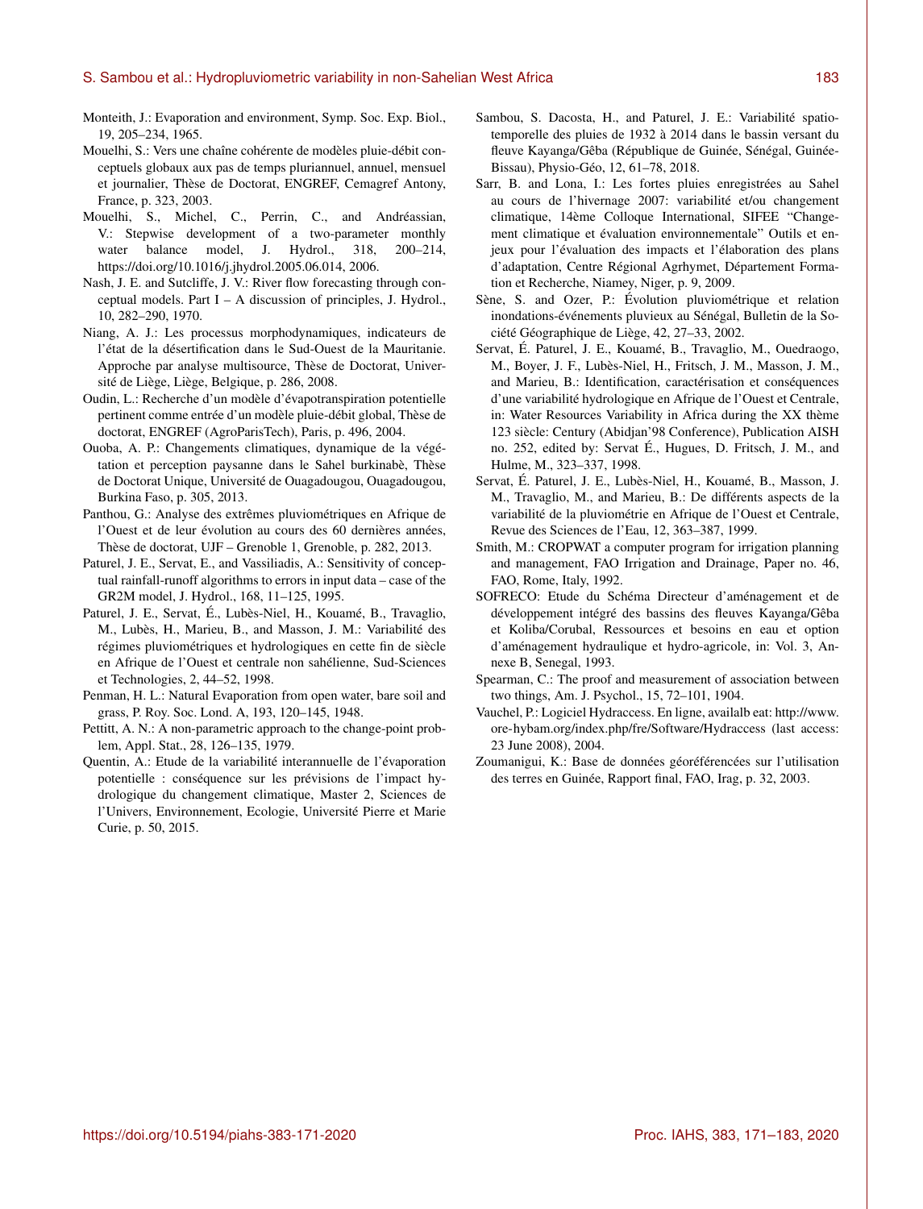Monteith, J.: Evaporation and environment, Symp. Soc. Exp. Biol., 19, 205–234, 1965.

Mouelhi, S.: Vers une chaîne cohérente de modèles pluie-débit conceptuels globaux aux pas de temps pluriannuel, annuel, mensuel et journalier, Thèse de Doctorat, ENGREF, Cemagref Antony, France, p. 323, 2003.

Mouelhi, S., Michel, C., Perrin, C., and Andréassian, V.: Stepwise development of a two-parameter monthly water balance model, J. Hydrol., 318, 200–214, https://doi.org/10.1016/j.jhydrol.2005.06.014, 2006.

Nash, J. E. and Sutcliffe, J. V.: River flow forecasting through conceptual models. Part I – A discussion of principles, J. Hydrol., 10, 282–290, 1970.

Niang, A. J.: Les processus morphodynamiques, indicateurs de l'état de la désertification dans le Sud-Ouest de la Mauritanie. Approche par analyse multisource, Thèse de Doctorat, Université de Liège, Liège, Belgique, p. 286, 2008.

Oudin, L.: Recherche d'un modèle d'évapotranspiration potentielle pertinent comme entrée d'un modèle pluie-débit global, Thèse de doctorat, ENGREF (AgroParisTech), Paris, p. 496, 2004.

Ouoba, A. P.: Changements climatiques, dynamique de la végétation et perception paysanne dans le Sahel burkinabè, Thèse de Doctorat Unique, Université de Ouagadougou, Ouagadougou, Burkina Faso, p. 305, 2013.

Panthou, G.: Analyse des extrêmes pluviométriques en Afrique de l'Ouest et de leur évolution au cours des 60 dernières années, Thèse de doctorat, UJF – Grenoble 1, Grenoble, p. 282, 2013.

Paturel, J. E., Servat, E., and Vassiliadis, A.: Sensitivity of conceptual rainfall-runoff algorithms to errors in input data – case of the GR2M model, J. Hydrol., 168, 11–125, 1995.

Paturel, J. E., Servat, É., Lubès-Niel, H., Kouamé, B., Travaglio, M., Lubès, H., Marieu, B., and Masson, J. M.: Variabilité des régimes pluviométriques et hydrologiques en cette fin de siècle en Afrique de l'Ouest et centrale non sahélienne, Sud-Sciences et Technologies, 2, 44–52, 1998.

Penman, H. L.: Natural Evaporation from open water, bare soil and grass, P. Roy. Soc. Lond. A, 193, 120–145, 1948.

Pettitt, A. N.: A non-parametric approach to the change-point problem, Appl. Stat., 28, 126–135, 1979.

Quentin, A.: Etude de la variabilité interannuelle de l'évaporation potentielle : conséquence sur les prévisions de l'impact hydrologique du changement climatique, Master 2, Sciences de l'Univers, Environnement, Ecologie, Université Pierre et Marie Curie, p. 50, 2015.

Sambou, S. Dacosta, H., and Paturel, J. E.: Variabilité spatiotemporelle des pluies de 1932 à 2014 dans le bassin versant du fleuve Kayanga/Gêba (République de Guinée, Sénégal, Guinée-Bissau), Physio-Géo, 12, 61–78, 2018.

Sarr, B. and Lona, I.: Les fortes pluies enregistrées au Sahel au cours de l'hivernage 2007: variabilité et/ou changement climatique, 14ème Colloque International, SIFEE "Changement climatique et évaluation environnementale" Outils et enjeux pour l'évaluation des impacts et l'élaboration des plans d'adaptation, Centre Régional Agrhymet, Département Formation et Recherche, Niamey, Niger, p. 9, 2009.

Sène, S. and Ozer, P.: Évolution pluviométrique et relation inondations-événements pluvieux au Sénégal, Bulletin de la Société Géographique de Liège, 42, 27–33, 2002.

Servat, É. Paturel, J. E., Kouamé, B., Travaglio, M., Ouedraogo, M., Boyer, J. F., Lubès-Niel, H., Fritsch, J. M., Masson, J. M., and Marieu, B.: Identification, caractérisation et conséquences d'une variabilité hydrologique en Afrique de l'Ouest et Centrale, in: Water Resources Variability in Africa during the XX thème 123 siècle: Century (Abidjan'98 Conference), Publication AISH no. 252, edited by: Servat É., Hugues, D. Fritsch, J. M., and Hulme, M., 323–337, 1998.

Servat, É. Paturel, J. E., Lubès-Niel, H., Kouamé, B., Masson, J. M., Travaglio, M., and Marieu, B.: De différents aspects de la variabilité de la pluviométrie en Afrique de l'Ouest et Centrale, Revue des Sciences de l'Eau, 12, 363–387, 1999.

Smith, M.: CROPWAT a computer program for irrigation planning and management, FAO Irrigation and Drainage, Paper no. 46, FAO, Rome, Italy, 1992.

SOFRECO: Etude du Schéma Directeur d'aménagement et de développement intégré des bassins des fleuves Kayanga/Gêba et Koliba/Corubal, Ressources et besoins en eau et option d'aménagement hydraulique et hydro-agricole, in: Vol. 3, Annexe B, Senegal, 1993.

Spearman, C.: The proof and measurement of association between two things, Am. J. Psychol., 15, 72–101, 1904.

Vauchel, P.: Logiciel Hydraccess. En ligne, availalb eat: http://www.ore-hybam.org/index.php/fre/Software/Hydraccess (last access: 23 June 2008), 2004.

Zoumanigui, K.: Base de données géoréférencées sur l'utilisation des terres en Guinée, Rapport final, FAO, Irag, p. 32, 2003.